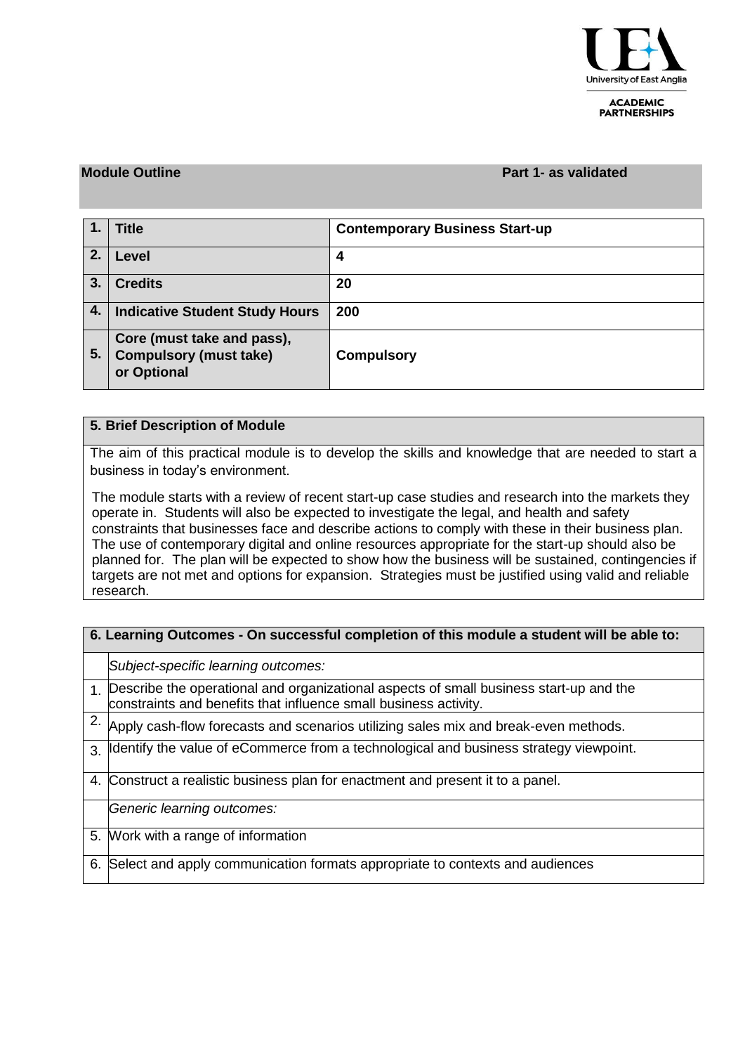**Module Outline** **Part 1- as validated**

| | | |
|---|---|---|
| 1. | **Title** | **Contemporary Business Start-up** |
| 2. | **Level** | **4** |
| 3. | **Credits** | **20** |
| 4. | **Indicative Student Study Hours** | **200** |
| 5. | **Core (must take and pass), Compulsory (must take) or Optional** | **Compulsory** |

| **5. Brief Description of Module** |
|---|
| The aim of this practical module is to develop the skills and knowledge that are needed to start a business in today's environment.<br><br>The module starts with a review of recent start-up case studies and research into the markets they operate in. Students will also be expected to investigate the legal, and health and safety constraints that businesses face and describe actions to comply with these in their business plan. The use of contemporary digital and online resources appropriate for the start-up should also be planned for. The plan will be expected to show how the business will be sustained, contingencies if targets are not met and options for expansion. Strategies must be justified using valid and reliable research. |

| **6. Learning Outcomes - On successful completion of this module a student will be able to:** | |
|---|---|
| | *Subject-specific learning outcomes:* |
| 1. | Describe the operational and organizational aspects of small business start-up and the constraints and benefits that influence small business activity. |
| 2. | Apply cash-flow forecasts and scenarios utilizing sales mix and break-even methods. |
| 3. | Identify the value of eCommerce from a technological and business strategy viewpoint. |
| 4. | Construct a realistic business plan for enactment and present it to a panel. |
| | *Generic learning outcomes:* |
| 5. | Work with a range of information |
| 6. | Select and apply communication formats appropriate to contexts and audiences |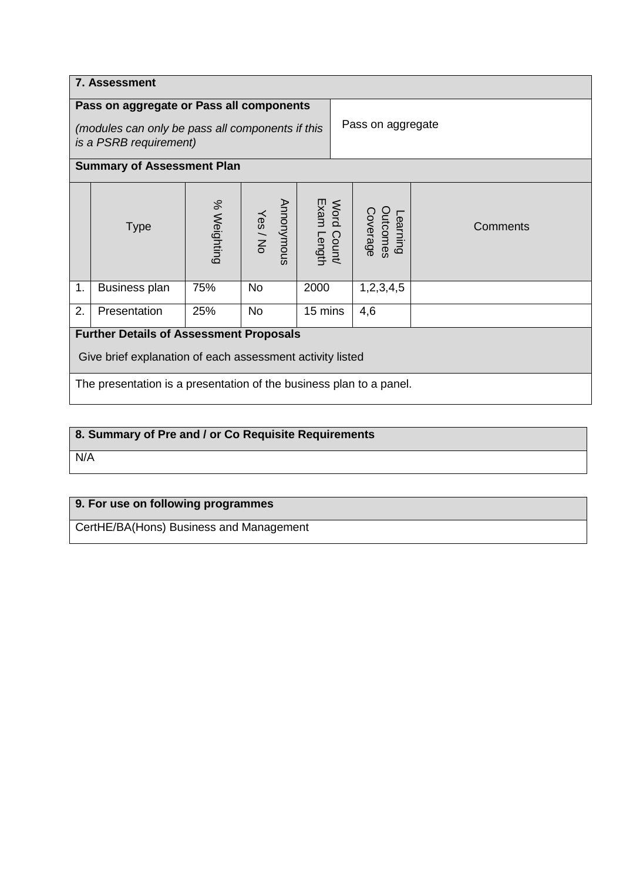## 7. Assessment

| **Pass on aggregate or Pass all components**<br>*(modules can only be pass all components if this is a PSRB requirement)* | Pass on aggregate |
|---|---|

### Summary of Assessment Plan

| | Type | % Weighting | Annonymous Yes / No | Word Count/ Exam Length | Learning Outcomes Coverage | Comments |
|---|---|---|---|---|---|---|
| 1. | Business plan | 75% | No | 2000 | 1,2,3,4,5 | |
| 2. | Presentation | 25% | No | 15 mins | 4,6 | |

### Further Details of Assessment Proposals

Give brief explanation of each assessment activity listed

The presentation is a presentation of the business plan to a panel.

## 8. Summary of Pre and / or Co Requisite Requirements

N/A

## 9. For use on following programmes

CertHE/BA(Hons) Business and Management